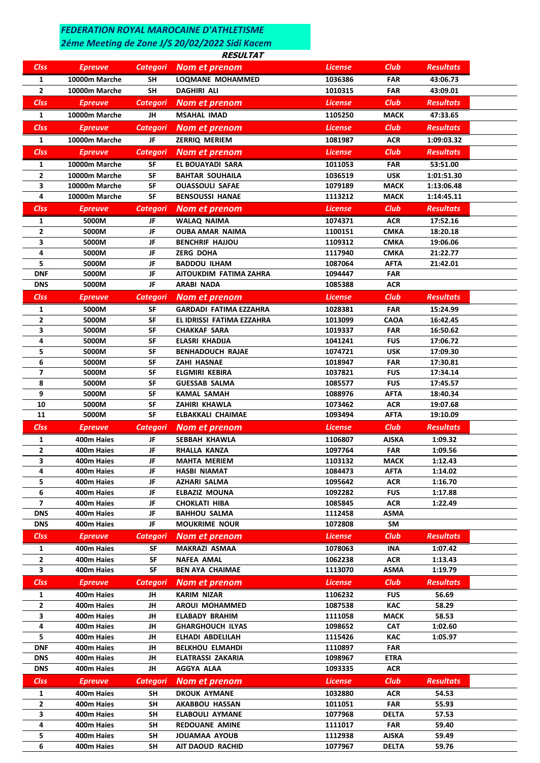***FEDERATION ROYAL MAROCAINE D'ATHLETISME***
***2éme Meeting de Zone J/S 20/02/2022 Sidi Kacem***

**RESULTAT**

| Clss | Epreuve | Categori | Nom et prenom | License | Club | Resultats |
|---|---|---|---|---|---|---|
| 1 | 10000m Marche | SH | LOQMANE MOHAMMED | 1036386 | FAR | 43:06.73 |
| 2 | 10000m Marche | SH | DAGHIRI ALI | 1010315 | FAR | 43:09.01 |
| **Clss** | **Epreuve** | **Categori** | **Nom et prenom** | **License** | **Club** | **Resultats** |
| 1 | 10000m Marche | JH | MSAHAL IMAD | 1105250 | MACK | 47:33.65 |
| **Clss** | **Epreuve** | **Categori** | **Nom et prenom** | **License** | **Club** | **Resultats** |
| 1 | 10000m Marche | JF | ZERRIQ MERIEM | 1081987 | ACR | 1:09:03.32 |
| **Clss** | **Epreuve** | **Categori** | **Nom et prenom** | **License** | **Club** | **Resultats** |
| 1 | 10000m Marche | SF | EL BOUAYADI SARA | 1011053 | FAR | 53:51.00 |
| 2 | 10000m Marche | SF | BAHTAR SOUHAILA | 1036519 | USK | 1:01:51.30 |
| 3 | 10000m Marche | SF | OUASSOULI SAFAE | 1079189 | MACK | 1:13:06.48 |
| 4 | 10000m Marche | SF | BENSOUSSI HANAE | 1113212 | MACK | 1:14:45.11 |
| **Clss** | **Epreuve** | **Categori** | **Nom et prenom** | **License** | **Club** | **Resultats** |
| 1 | 5000M | JF | WALAQ NAIMA | 1074371 | ACR | 17:52.16 |
| 2 | 5000M | JF | OUBA AMAR NAIMA | 1100151 | CMKA | 18:20.18 |
| 3 | 5000M | JF | BENCHRIF HAJJOU | 1109312 | CMKA | 19:06.06 |
| 4 | 5000M | JF | ZERG DOHA | 1117940 | CMKA | 21:22.77 |
| 5 | 5000M | JF | BADDOU ILHAM | 1087064 | AFTA | 21:42.01 |
| DNF | 5000M | JF | AITOUKDIM FATIMA ZAHRA | 1094447 | FAR | |
| DNS | 5000M | JF | ARABI NADA | 1085388 | ACR | |
| **Clss** | **Epreuve** | **Categori** | **Nom et prenom** | **License** | **Club** | **Resultats** |
| 1 | 5000M | SF | GARDADI FATIMA EZZAHRA | 1028381 | FAR | 15:24.99 |
| 2 | 5000M | SF | EL IDRISSI FATIMA EZZAHRA | 1013099 | CAOA | 16:42.45 |
| 3 | 5000M | SF | CHAKKAF SARA | 1019337 | FAR | 16:50.62 |
| 4 | 5000M | SF | ELASRI KHADIJA | 1041241 | FUS | 17:06.72 |
| 5 | 5000M | SF | BENHADOUCH RAJAE | 1074721 | USK | 17:09.30 |
| 6 | 5000M | SF | ZAHI HASNAE | 1018947 | FAR | 17:30.81 |
| 7 | 5000M | SF | ELGMIRI KEBIRA | 1037821 | FUS | 17:34.14 |
| 8 | 5000M | SF | GUESSAB SALMA | 1085577 | FUS | 17:45.57 |
| 9 | 5000M | SF | KAMAL SAMAH | 1088976 | AFTA | 18:40.34 |
| 10 | 5000M | SF | ZAHIRI KHAWLA | 1073462 | ACR | 19:07.68 |
| 11 | 5000M | SF | ELBAKKALI CHAIMAE | 1093494 | AFTA | 19:10.09 |
| **Clss** | **Epreuve** | **Categori** | **Nom et prenom** | **License** | **Club** | **Resultats** |
| 1 | 400m Haies | JF | SEBBAH KHAWLA | 1106807 | AJSKA | 1:09.32 |
| 2 | 400m Haies | JF | RHALLA KANZA | 1097764 | FAR | 1:09.56 |
| 3 | 400m Haies | JF | MAHTA MERIEM | 1103132 | MACK | 1:12.43 |
| 4 | 400m Haies | JF | HASBI NIAMAT | 1084473 | AFTA | 1:14.02 |
| 5 | 400m Haies | JF | AZHARI SALMA | 1095642 | ACR | 1:16.70 |
| 6 | 400m Haies | JF | ELBAZIZ MOUNA | 1092282 | FUS | 1:17.88 |
| 7 | 400m Haies | JF | CHOKLATI HIBA | 1085845 | ACR | 1:22.49 |
| DNS | 400m Haies | JF | BAHHOU SALMA | 1112458 | ASMA | |
| DNS | 400m Haies | JF | MOUKRIME NOUR | 1072808 | SM | |
| **Clss** | **Epreuve** | **Categori** | **Nom et prenom** | **License** | **Club** | **Resultats** |
| 1 | 400m Haies | SF | MAKRAZI ASMAA | 1078063 | INA | 1:07.42 |
| 2 | 400m Haies | SF | NAFEA AMAL | 1062238 | ACR | 1:13.43 |
| 3 | 400m Haies | SF | BEN AYA CHAIMAE | 1113070 | ASMA | 1:19.79 |
| **Clss** | **Epreuve** | **Categori** | **Nom et prenom** | **License** | **Club** | **Resultats** |
| 1 | 400m Haies | JH | KARIM NIZAR | 1106232 | FUS | 56.69 |
| 2 | 400m Haies | JH | AROUI MOHAMMED | 1087538 | KAC | 58.29 |
| 3 | 400m Haies | JH | ELABADY BRAHIM | 1111058 | MACK | 58.53 |
| 4 | 400m Haies | JH | GHARGHOUCH ILYAS | 1098652 | CAT | 1:02.60 |
| 5 | 400m Haies | JH | ELHADI ABDELILAH | 1115426 | KAC | 1:05.97 |
| DNF | 400m Haies | JH | BELKHOU ELMAHDI | 1110897 | FAR | |
| DNS | 400m Haies | JH | ELATRASSI ZAKARIA | 1098967 | ETRA | |
| DNS | 400m Haies | JH | AGGYA ALAA | 1093335 | ACR | |
| **Clss** | **Epreuve** | **Categori** | **Nom et prenom** | **License** | **Club** | **Resultats** |
| 1 | 400m Haies | SH | DKOUK AYMANE | 1032880 | ACR | 54.53 |
| 2 | 400m Haies | SH | AKABBOU HASSAN | 1011051 | FAR | 55.93 |
| 3 | 400m Haies | SH | ELABOULI AYMANE | 1077968 | DELTA | 57.53 |
| 4 | 400m Haies | SH | REDOUANE AMINE | 1111017 | FAR | 59.40 |
| 5 | 400m Haies | SH | JOUAMAA AYOUB | 1112938 | AJSKA | 59.49 |
| 6 | 400m Haies | SH | AIT DAOUD RACHID | 1077967 | DELTA | 59.76 |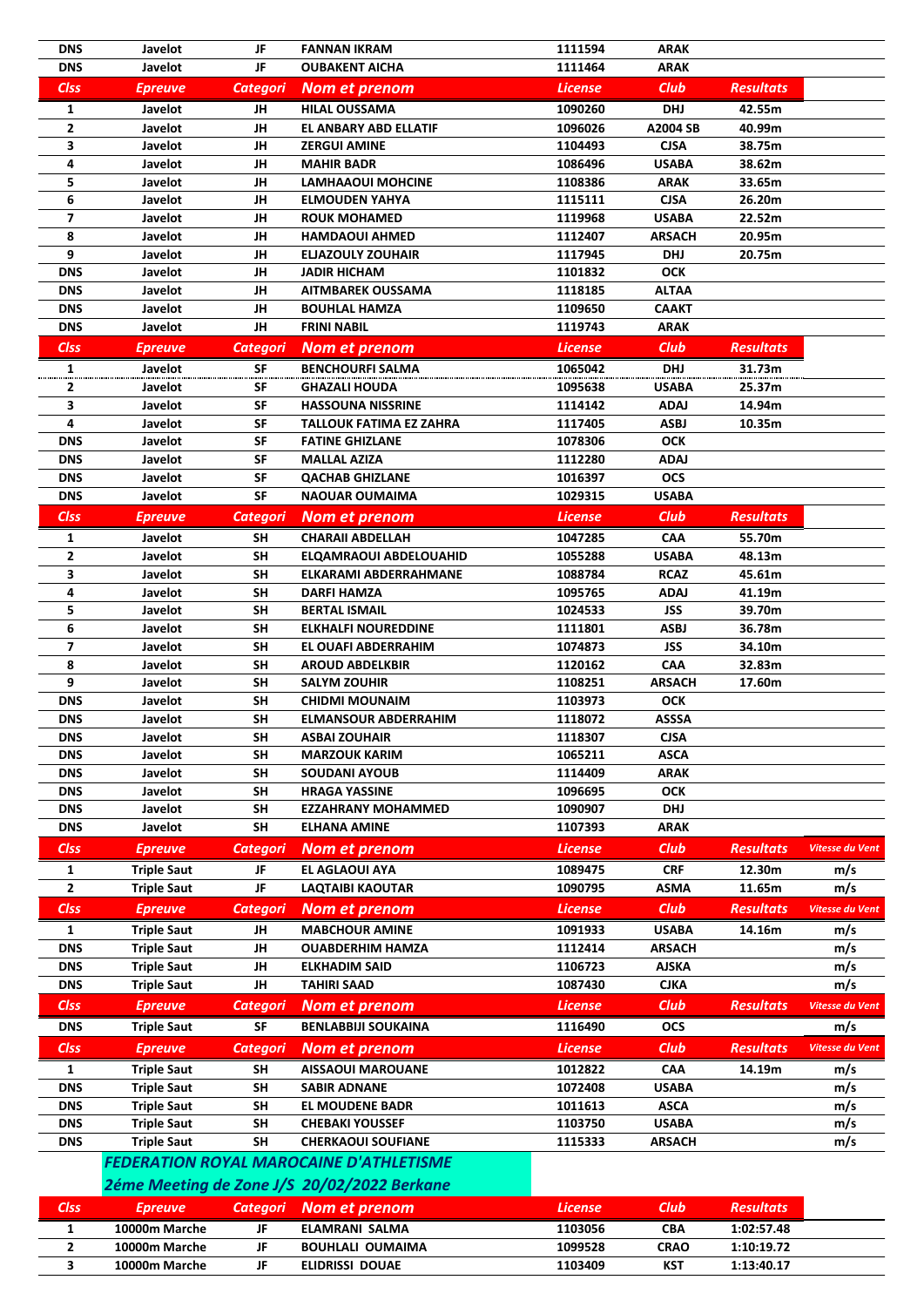| Clss | Epreuve | Categori | Nom et prenom | License | Club | Resultats |
|---|---|---|---|---|---|---|
| DNS | Javelot | JF | FANNAN IKRAM | 1111594 | ARAK | |
| DNS | Javelot | JF | OUBAKENT AICHA | 1111464 | ARAK | |

| Clss | Epreuve | Categori | Nom et prenom | License | Club | Resultats |
|---|---|---|---|---|---|---|
| 1 | Javelot | JH | HILAL OUSSAMA | 1090260 | DHJ | 42.55m |
| 2 | Javelot | JH | EL ANBARY ABD ELLATIF | 1096026 | A2004 SB | 40.99m |
| 3 | Javelot | JH | ZERGUI AMINE | 1104493 | CJSA | 38.75m |
| 4 | Javelot | JH | MAHIR BADR | 1086496 | USABA | 38.62m |
| 5 | Javelot | JH | LAMHAAOUI MOHCINE | 1108386 | ARAK | 33.65m |
| 6 | Javelot | JH | ELMOUDEN YAHYA | 1115111 | CJSA | 26.20m |
| 7 | Javelot | JH | ROUK MOHAMED | 1119968 | USABA | 22.52m |
| 8 | Javelot | JH | HAMDAOUI AHMED | 1112407 | ARSACH | 20.95m |
| 9 | Javelot | JH | ELJAZOULY ZOUHAIR | 1117945 | DHJ | 20.75m |
| DNS | Javelot | JH | JADIR HICHAM | 1101832 | OCK | |
| DNS | Javelot | JH | AITMBAREK OUSSAMA | 1118185 | ALTAA | |
| DNS | Javelot | JH | BOUHLAL HAMZA | 1109650 | CAAKT | |
| DNS | Javelot | JH | FRINI NABIL | 1119743 | ARAK | |

| Clss | Epreuve | Categori | Nom et prenom | License | Club | Resultats |
|---|---|---|---|---|---|---|
| 1 | Javelot | SF | BENCHOURFI SALMA | 1065042 | DHJ | 31.73m |
| 2 | Javelot | SF | GHAZALI HOUDA | 1095638 | USABA | 25.37m |
| 3 | Javelot | SF | HASSOUNA NISSRINE | 1114142 | ADAJ | 14.94m |
| 4 | Javelot | SF | TALLOUK FATIMA EZ ZAHRA | 1117405 | ASBJ | 10.35m |
| DNS | Javelot | SF | FATINE GHIZLANE | 1078306 | OCK | |
| DNS | Javelot | SF | MALLAL AZIZA | 1112280 | ADAJ | |
| DNS | Javelot | SF | QACHAB GHIZLANE | 1016397 | OCS | |
| DNS | Javelot | SF | NAOUAR OUMAIMA | 1029315 | USABA | |

| Clss | Epreuve | Categori | Nom et prenom | License | Club | Resultats |
|---|---|---|---|---|---|---|
| 1 | Javelot | SH | CHARAII ABDELLAH | 1047285 | CAA | 55.70m |
| 2 | Javelot | SH | ELQAMRAOUI ABDELOUAHID | 1055288 | USABA | 48.13m |
| 3 | Javelot | SH | ELKARAMI ABDERRAHMANE | 1088784 | RCAZ | 45.61m |
| 4 | Javelot | SH | DARFI HAMZA | 1095765 | ADAJ | 41.19m |
| 5 | Javelot | SH | BERTAL ISMAIL | 1024533 | JSS | 39.70m |
| 6 | Javelot | SH | ELKHALFI NOUREDDINE | 1111801 | ASBJ | 36.78m |
| 7 | Javelot | SH | EL OUAFI ABDERRAHIM | 1074873 | JSS | 34.10m |
| 8 | Javelot | SH | AROUD ABDELKBIR | 1120162 | CAA | 32.83m |
| 9 | Javelot | SH | SALYM ZOUHIR | 1108251 | ARSACH | 17.60m |
| DNS | Javelot | SH | CHIDMI MOUNAIM | 1103973 | OCK | |
| DNS | Javelot | SH | ELMANSOUR ABDERRAHIM | 1118072 | ASSSA | |
| DNS | Javelot | SH | ASBAI ZOUHAIR | 1118307 | CJSA | |
| DNS | Javelot | SH | MARZOUK KARIM | 1065211 | ASCA | |
| DNS | Javelot | SH | SOUDANI AYOUB | 1114409 | ARAK | |
| DNS | Javelot | SH | HRAGA YASSINE | 1096695 | OCK | |
| DNS | Javelot | SH | EZZAHRANY MOHAMMED | 1090907 | DHJ | |
| DNS | Javelot | SH | ELHANA AMINE | 1107393 | ARAK | |

| Clss | Epreuve | Categori | Nom et prenom | License | Club | Resultats | Vitesse du Vent |
|---|---|---|---|---|---|---|---|
| 1 | Triple Saut | JF | EL AGLAOUI AYA | 1089475 | CRF | 12.30m | m/s |
| 2 | Triple Saut | JF | LAQTAIBI KAOUTAR | 1090795 | ASMA | 11.65m | m/s |

| Clss | Epreuve | Categori | Nom et prenom | License | Club | Resultats | Vitesse du Vent |
|---|---|---|---|---|---|---|---|
| 1 | Triple Saut | JH | MABCHOUR AMINE | 1091933 | USABA | 14.16m | m/s |
| DNS | Triple Saut | JH | OUABDERHIM HAMZA | 1112414 | ARSACH | | m/s |
| DNS | Triple Saut | JH | ELKHADIM SAID | 1106723 | AJSKA | | m/s |
| DNS | Triple Saut | JH | TAHIRI SAAD | 1087430 | CJKA | | m/s |

| Clss | Epreuve | Categori | Nom et prenom | License | Club | Resultats | Vitesse du Vent |
|---|---|---|---|---|---|---|---|
| DNS | Triple Saut | SF | BENLABBIJI SOUKAINA | 1116490 | OCS | | m/s |

| Clss | Epreuve | Categori | Nom et prenom | License | Club | Resultats | Vitesse du Vent |
|---|---|---|---|---|---|---|---|
| 1 | Triple Saut | SH | AISSAOUI MAROUANE | 1012822 | CAA | 14.19m | m/s |
| DNS | Triple Saut | SH | SABIR ADNANE | 1072408 | USABA | | m/s |
| DNS | Triple Saut | SH | EL MOUDENE BADR | 1011613 | ASCA | | m/s |
| DNS | Triple Saut | SH | CHEBAKI YOUSSEF | 1103750 | USABA | | m/s |
| DNS | Triple Saut | SH | CHERKAOUI SOUFIANE | 1115333 | ARSACH | | m/s |

***FEDERATION ROYAL MAROCAINE D'ATHLETISME***

***2éme Meeting de Zone J/S 20/02/2022 Berkane***

| Clss | Epreuve | Categori | Nom et prenom | License | Club | Resultats |
|---|---|---|---|---|---|---|
| 1 | 10000m Marche | JF | ELAMRANI SALMA | 1103056 | CBA | 1:02:57.48 |
| 2 | 10000m Marche | JF | BOUHLALI OUMAIMA | 1099528 | CRAO | 1:10:19.72 |
| 3 | 10000m Marche | JF | ELIDRISSI DOUAE | 1103409 | KST | 1:13:40.17 |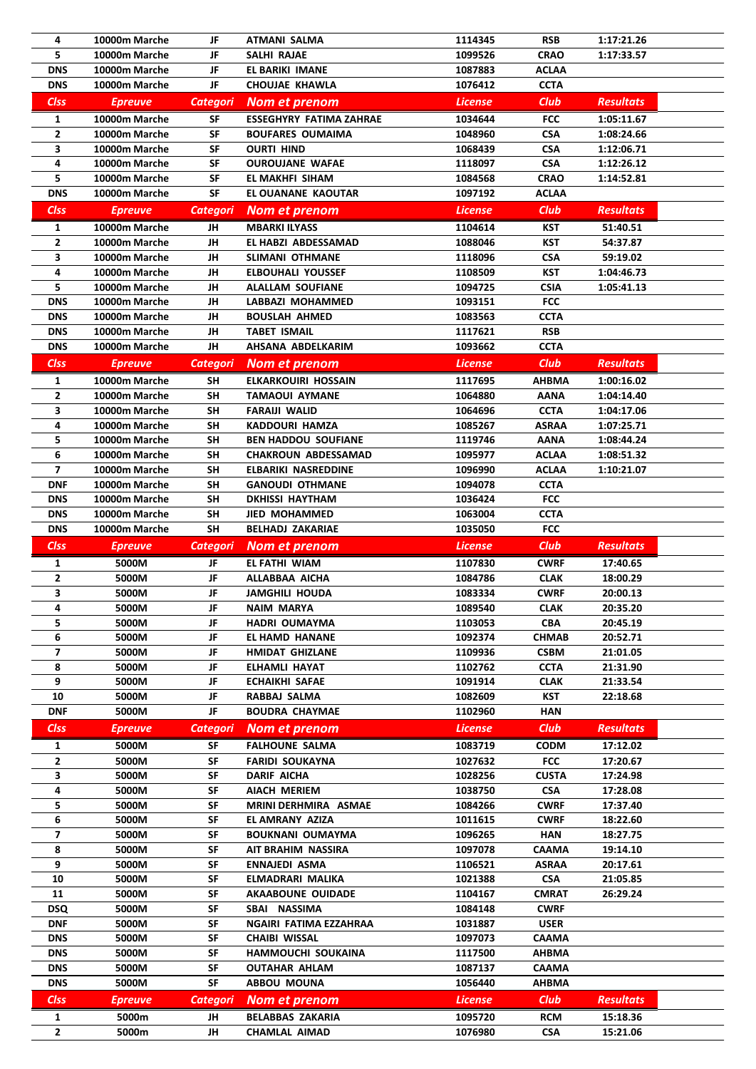| | | | | | | |
|---|---|---|---|---|---|---|
| 4 | 10000m Marche | JF | ATMANI SALMA | 1114345 | RSB | 1:17:21.26 |
| 5 | 10000m Marche | JF | SALHI RAJAE | 1099526 | CRAO | 1:17:33.57 |
| DNS | 10000m Marche | JF | EL BARIKI IMANE | 1087883 | ACLAA | |
| DNS | 10000m Marche | JF | CHOUJAE KHAWLA | 1076412 | CCTA | |

| Clss | Epreuve | Categori | Nom et prenom | License | Club | Resultats |
|---|---|---|---|---|---|---|
| 1 | 10000m Marche | SF | ESSEGHYRY FATIMA ZAHRAE | 1034644 | FCC | 1:05:11.67 |
| 2 | 10000m Marche | SF | BOUFARES OUMAIMA | 1048960 | CSA | 1:08:24.66 |
| 3 | 10000m Marche | SF | OURTI HIND | 1068439 | CSA | 1:12:06.71 |
| 4 | 10000m Marche | SF | OUROUJANE WAFAE | 1118097 | CSA | 1:12:26.12 |
| 5 | 10000m Marche | SF | EL MAKHFI SIHAM | 1084568 | CRAO | 1:14:52.81 |
| DNS | 10000m Marche | SF | EL OUANANE KAOUTAR | 1097192 | ACLAA | |

| Clss | Epreuve | Categori | Nom et prenom | License | Club | Resultats |
|---|---|---|---|---|---|---|
| 1 | 10000m Marche | JH | MBARKI ILYASS | 1104614 | KST | 51:40.51 |
| 2 | 10000m Marche | JH | EL HABZI ABDESSAMAD | 1088046 | KST | 54:37.87 |
| 3 | 10000m Marche | JH | SLIMANI OTHMANE | 1118096 | CSA | 59:19.02 |
| 4 | 10000m Marche | JH | ELBOUHALI YOUSSEF | 1108509 | KST | 1:04:46.73 |
| 5 | 10000m Marche | JH | ALALLAM SOUFIANE | 1094725 | CSIA | 1:05:41.13 |
| DNS | 10000m Marche | JH | LABBAZI MOHAMMED | 1093151 | FCC | |
| DNS | 10000m Marche | JH | BOUSLAH AHMED | 1083563 | CCTA | |
| DNS | 10000m Marche | JH | TABET ISMAIL | 1117621 | RSB | |
| DNS | 10000m Marche | JH | AHSANA ABDELKARIM | 1093662 | CCTA | |

| Clss | Epreuve | Categori | Nom et prenom | License | Club | Resultats |
|---|---|---|---|---|---|---|
| 1 | 10000m Marche | SH | ELKARKOUIRI HOSSAIN | 1117695 | AHBMA | 1:00:16.02 |
| 2 | 10000m Marche | SH | TAMAOUI AYMANE | 1064880 | AANA | 1:04:14.40 |
| 3 | 10000m Marche | SH | FARAIJI WALID | 1064696 | CCTA | 1:04:17.06 |
| 4 | 10000m Marche | SH | KADDOURI HAMZA | 1085267 | ASRAA | 1:07:25.71 |
| 5 | 10000m Marche | SH | BEN HADDOU SOUFIANE | 1119746 | AANA | 1:08:44.24 |
| 6 | 10000m Marche | SH | CHAKROUN ABDESSAMAD | 1095977 | ACLAA | 1:08:51.32 |
| 7 | 10000m Marche | SH | ELBARIKI NASREDDINE | 1096990 | ACLAA | 1:10:21.07 |
| DNF | 10000m Marche | SH | GANOUDI OTHMANE | 1094078 | CCTA | |
| DNS | 10000m Marche | SH | DKHISSI HAYTHAM | 1036424 | FCC | |
| DNS | 10000m Marche | SH | JIED MOHAMMED | 1063004 | CCTA | |
| DNS | 10000m Marche | SH | BELHADJ ZAKARIAE | 1035050 | FCC | |

| Clss | Epreuve | Categori | Nom et prenom | License | Club | Resultats |
|---|---|---|---|---|---|---|
| 1 | 5000M | JF | EL FATHI WIAM | 1107830 | CWRF | 17:40.65 |
| 2 | 5000M | JF | ALLABBAA AICHA | 1084786 | CLAK | 18:00.29 |
| 3 | 5000M | JF | JAMGHILI HOUDA | 1083334 | CWRF | 20:00.13 |
| 4 | 5000M | JF | NAIM MARYA | 1089540 | CLAK | 20:35.20 |
| 5 | 5000M | JF | HADRI OUMAYMA | 1103053 | CBA | 20:45.19 |
| 6 | 5000M | JF | EL HAMD HANANE | 1092374 | CHMAB | 20:52.71 |
| 7 | 5000M | JF | HMIDAT GHIZLANE | 1109936 | CSBM | 21:01.05 |
| 8 | 5000M | JF | ELHAMLI HAYAT | 1102762 | CCTA | 21:31.90 |
| 9 | 5000M | JF | ECHAIKHI SAFAE | 1091914 | CLAK | 21:33.54 |
| 10 | 5000M | JF | RABBAJ SALMA | 1082609 | KST | 22:18.68 |
| DNF | 5000M | JF | BOUDRA CHAYMAE | 1102960 | HAN | |

| Clss | Epreuve | Categori | Nom et prenom | License | Club | Resultats |
|---|---|---|---|---|---|---|
| 1 | 5000M | SF | FALHOUNE SALMA | 1083719 | CODM | 17:12.02 |
| 2 | 5000M | SF | FARIDI SOUKAYNA | 1027632 | FCC | 17:20.67 |
| 3 | 5000M | SF | DARIF AICHA | 1028256 | CUSTA | 17:24.98 |
| 4 | 5000M | SF | AIACH MERIEM | 1038750 | CSA | 17:28.08 |
| 5 | 5000M | SF | MRINI DERHMIRA ASMAE | 1084266 | CWRF | 17:37.40 |
| 6 | 5000M | SF | EL AMRANY AZIZA | 1011615 | CWRF | 18:22.60 |
| 7 | 5000M | SF | BOUKNANI OUMAYMA | 1096265 | HAN | 18:27.75 |
| 8 | 5000M | SF | AIT BRAHIM NASSIRA | 1097078 | CAAMA | 19:14.10 |
| 9 | 5000M | SF | ENNAJEDI ASMA | 1106521 | ASRAA | 20:17.61 |
| 10 | 5000M | SF | ELMADRARI MALIKA | 1021388 | CSA | 21:05.85 |
| 11 | 5000M | SF | AKAABOUNE OUIDADE | 1104167 | CMRAT | 26:29.24 |
| DSQ | 5000M | SF | SBAI NASSIMA | 1084148 | CWRF | |
| DNF | 5000M | SF | NGAIRI FATIMA EZZAHRAA | 1031887 | USER | |
| DNS | 5000M | SF | CHAIBI WISSAL | 1097073 | CAAMA | |
| DNS | 5000M | SF | HAMMOUCHI SOUKAINA | 1117500 | AHBMA | |
| DNS | 5000M | SF | OUTAHAR AHLAM | 1087137 | CAAMA | |
| DNS | 5000M | SF | ABBOU MOUNA | 1056440 | AHBMA | |

| Clss | Epreuve | Categori | Nom et prenom | License | Club | Resultats |
|---|---|---|---|---|---|---|
| 1 | 5000m | JH | BELABBAS ZAKARIA | 1095720 | RCM | 15:18.36 |
| 2 | 5000m | JH | CHAMLAL AIMAD | 1076980 | CSA | 15:21.06 |